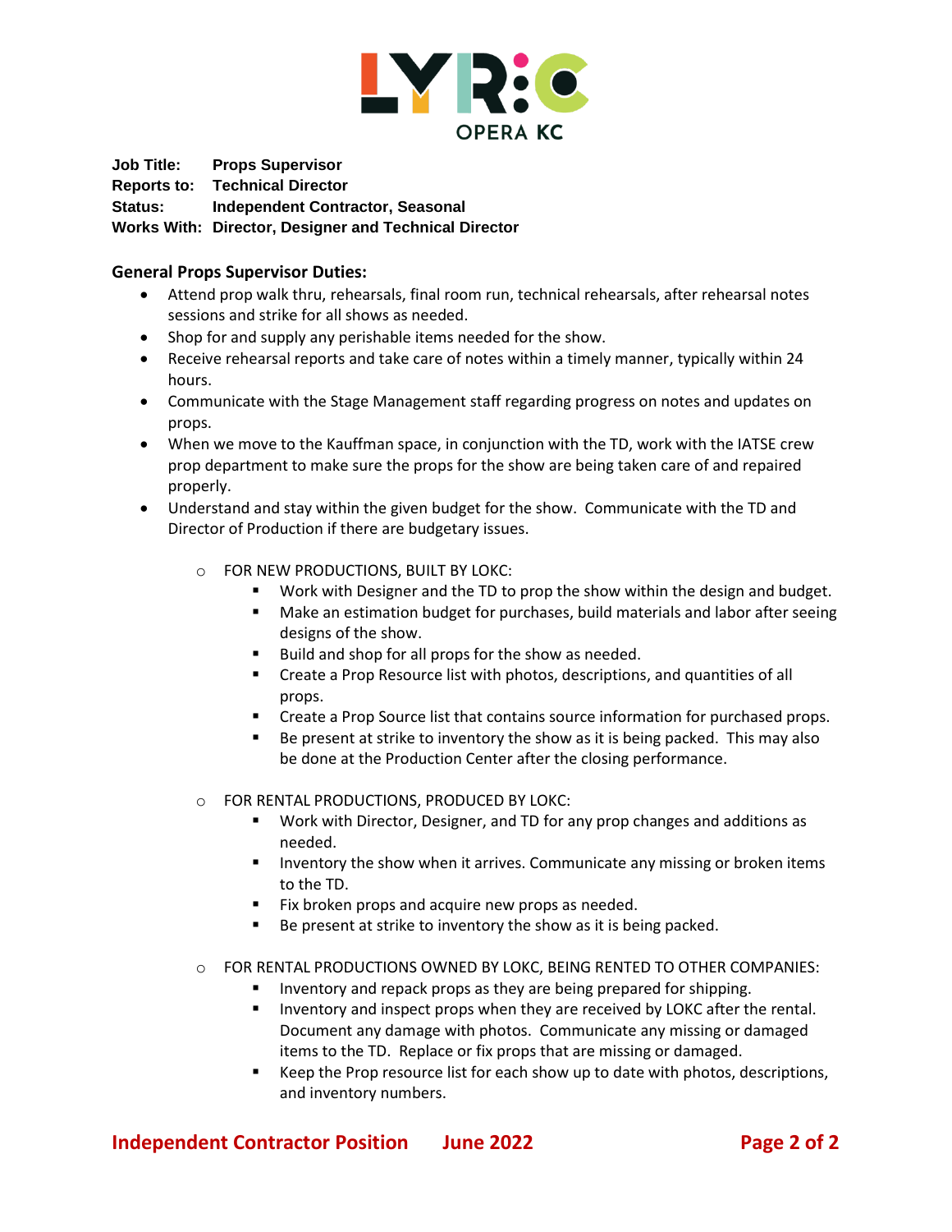**Job Title:** Props Supervisor
**Reports to:** Technical Director
**Status:** Independent Contractor, Seasonal
**Works With:** Director, Designer and Technical Director

## General Props Supervisor Duties:

- Attend prop walk thru, rehearsals, final room run, technical rehearsals, after rehearsal notes sessions and strike for all shows as needed.
- Shop for and supply any perishable items needed for the show.
- Receive rehearsal reports and take care of notes within a timely manner, typically within 24 hours.
- Communicate with the Stage Management staff regarding progress on notes and updates on props.
- When we move to the Kauffman space, in conjunction with the TD, work with the IATSE crew prop department to make sure the props for the show are being taken care of and repaired properly.
- Understand and stay within the given budget for the show. Communicate with the TD and Director of Production if there are budgetary issues.
    - FOR NEW PRODUCTIONS, BUILT BY LOKC:
        - Work with Designer and the TD to prop the show within the design and budget.
        - Make an estimation budget for purchases, build materials and labor after seeing designs of the show.
        - Build and shop for all props for the show as needed.
        - Create a Prop Resource list with photos, descriptions, and quantities of all props.
        - Create a Prop Source list that contains source information for purchased props.
        - Be present at strike to inventory the show as it is being packed. This may also be done at the Production Center after the closing performance.
    - FOR RENTAL PRODUCTIONS, PRODUCED BY LOKC:
        - Work with Director, Designer, and TD for any prop changes and additions as needed.
        - Inventory the show when it arrives. Communicate any missing or broken items to the TD.
        - Fix broken props and acquire new props as needed.
        - Be present at strike to inventory the show as it is being packed.
    - FOR RENTAL PRODUCTIONS OWNED BY LOKC, BEING RENTED TO OTHER COMPANIES:
        - Inventory and repack props as they are being prepared for shipping.
        - Inventory and inspect props when they are received by LOKC after the rental. Document any damage with photos. Communicate any missing or damaged items to the TD. Replace or fix props that are missing or damaged.
        - Keep the Prop resource list for each show up to date with photos, descriptions, and inventory numbers.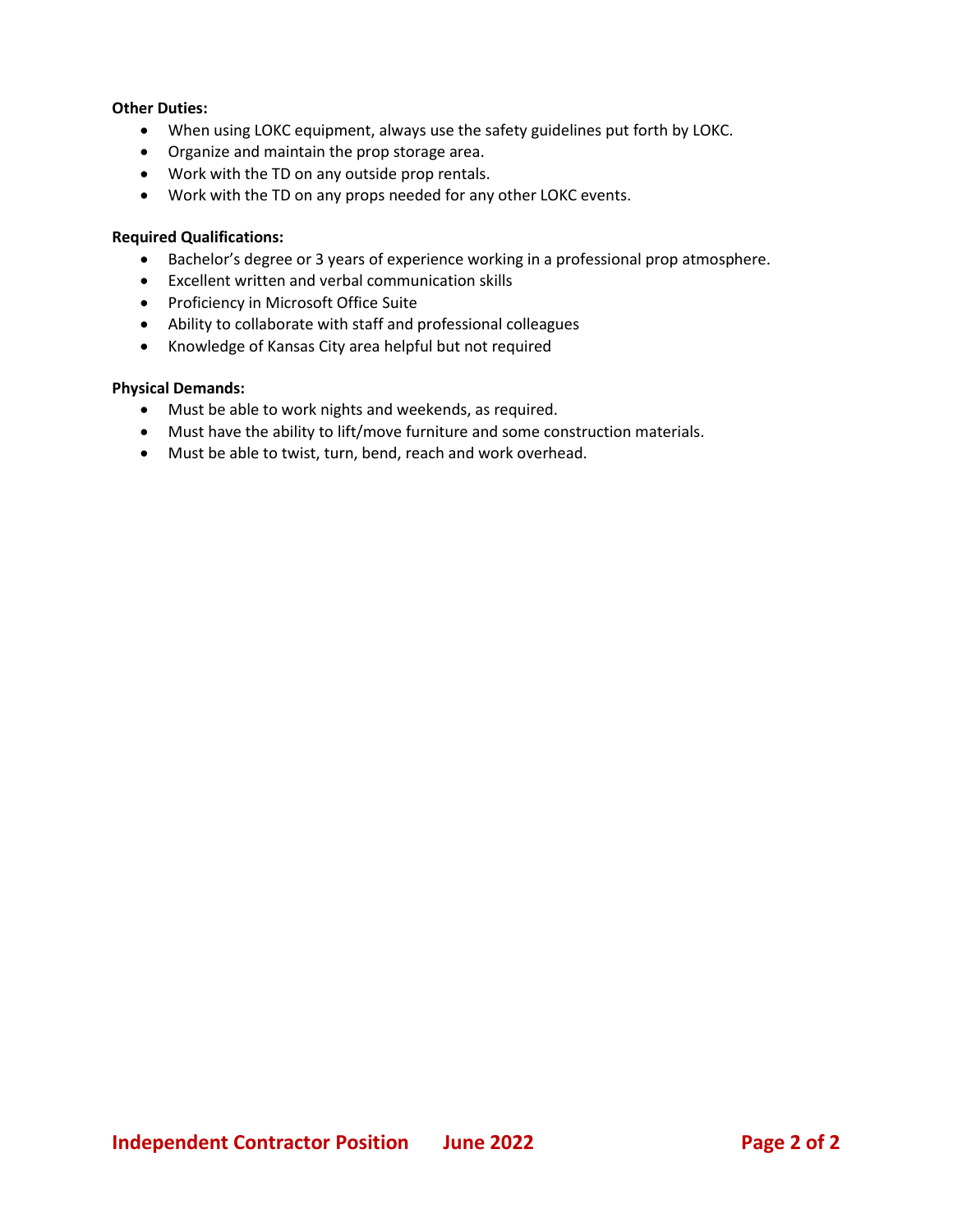**Other Duties:**

- When using LOKC equipment, always use the safety guidelines put forth by LOKC.
- Organize and maintain the prop storage area.
- Work with the TD on any outside prop rentals.
- Work with the TD on any props needed for any other LOKC events.

**Required Qualifications:**

- Bachelor's degree or 3 years of experience working in a professional prop atmosphere.
- Excellent written and verbal communication skills
- Proficiency in Microsoft Office Suite
- Ability to collaborate with staff and professional colleagues
- Knowledge of Kansas City area helpful but not required

**Physical Demands:**

- Must be able to work nights and weekends, as required.
- Must have the ability to lift/move furniture and some construction materials.
- Must be able to twist, turn, bend, reach and work overhead.